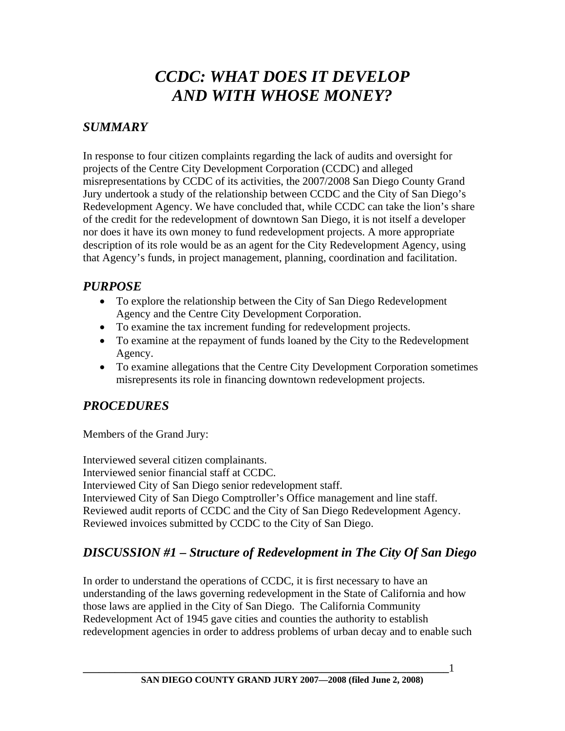# *CCDC: WHAT DOES IT DEVELOP AND WITH WHOSE MONEY?*

## *SUMMARY*

In response to four citizen complaints regarding the lack of audits and oversight for projects of the Centre City Development Corporation (CCDC) and alleged misrepresentations by CCDC of its activities, the 2007/2008 San Diego County Grand Jury undertook a study of the relationship between CCDC and the City of San Diego's Redevelopment Agency. We have concluded that, while CCDC can take the lion's share of the credit for the redevelopment of downtown San Diego, it is not itself a developer nor does it have its own money to fund redevelopment projects. A more appropriate description of its role would be as an agent for the City Redevelopment Agency, using that Agency's funds, in project management, planning, coordination and facilitation.

## *PURPOSE*

- To explore the relationship between the City of San Diego Redevelopment Agency and the Centre City Development Corporation.
- To examine the tax increment funding for redevelopment projects.
- To examine at the repayment of funds loaned by the City to the Redevelopment Agency.
- To examine allegations that the Centre City Development Corporation sometimes misrepresents its role in financing downtown redevelopment projects.

## *PROCEDURES*

Members of the Grand Jury:

Interviewed several citizen complainants.
Interviewed senior financial staff at CCDC.
Interviewed City of San Diego senior redevelopment staff.
Interviewed City of San Diego Comptroller's Office management and line staff.
Reviewed audit reports of CCDC and the City of San Diego Redevelopment Agency.
Reviewed invoices submitted by CCDC to the City of San Diego.

## *DISCUSSION #1 – Structure of Redevelopment in The City Of San Diego*

In order to understand the operations of CCDC, it is first necessary to have an understanding of the laws governing redevelopment in the State of California and how those laws are applied in the City of San Diego. The California Community Redevelopment Act of 1945 gave cities and counties the authority to establish redevelopment agencies in order to address problems of urban decay and to enable such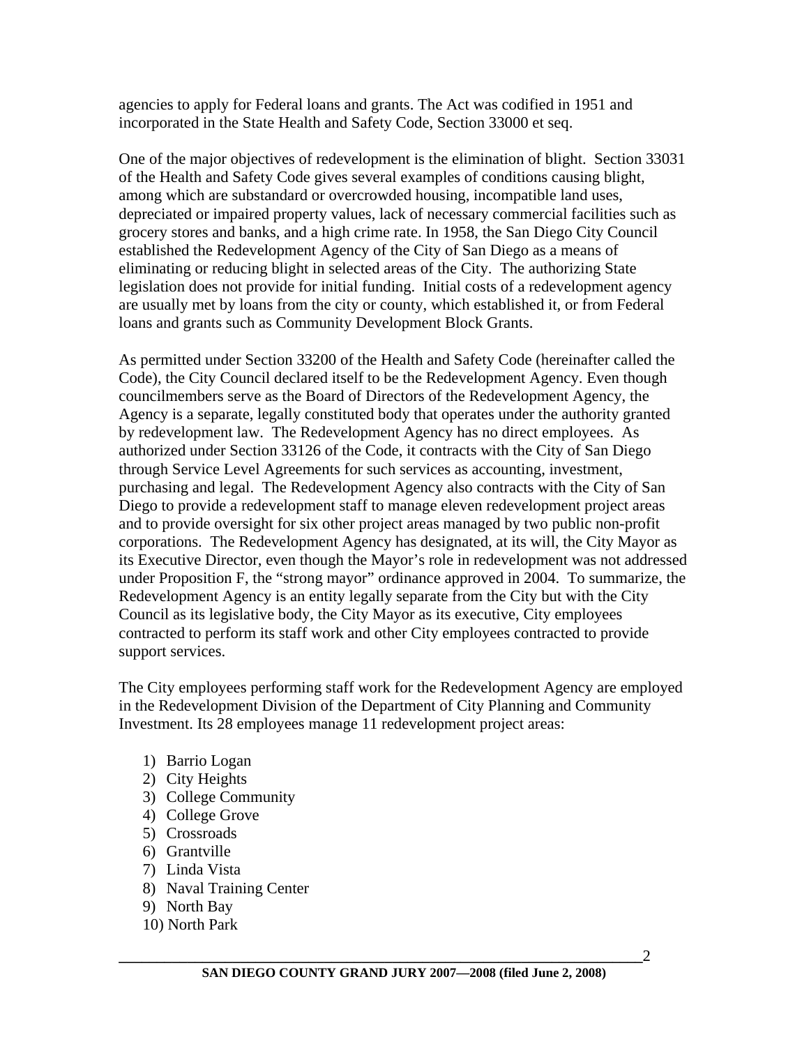agencies to apply for Federal loans and grants. The Act was codified in 1951 and incorporated in the State Health and Safety Code, Section 33000 et seq.

One of the major objectives of redevelopment is the elimination of blight. Section 33031 of the Health and Safety Code gives several examples of conditions causing blight, among which are substandard or overcrowded housing, incompatible land uses, depreciated or impaired property values, lack of necessary commercial facilities such as grocery stores and banks, and a high crime rate. In 1958, the San Diego City Council established the Redevelopment Agency of the City of San Diego as a means of eliminating or reducing blight in selected areas of the City. The authorizing State legislation does not provide for initial funding. Initial costs of a redevelopment agency are usually met by loans from the city or county, which established it, or from Federal loans and grants such as Community Development Block Grants.

As permitted under Section 33200 of the Health and Safety Code (hereinafter called the Code), the City Council declared itself to be the Redevelopment Agency. Even though councilmembers serve as the Board of Directors of the Redevelopment Agency, the Agency is a separate, legally constituted body that operates under the authority granted by redevelopment law. The Redevelopment Agency has no direct employees. As authorized under Section 33126 of the Code, it contracts with the City of San Diego through Service Level Agreements for such services as accounting, investment, purchasing and legal. The Redevelopment Agency also contracts with the City of San Diego to provide a redevelopment staff to manage eleven redevelopment project areas and to provide oversight for six other project areas managed by two public non-profit corporations. The Redevelopment Agency has designated, at its will, the City Mayor as its Executive Director, even though the Mayor's role in redevelopment was not addressed under Proposition F, the "strong mayor" ordinance approved in 2004. To summarize, the Redevelopment Agency is an entity legally separate from the City but with the City Council as its legislative body, the City Mayor as its executive, City employees contracted to perform its staff work and other City employees contracted to provide support services.

The City employees performing staff work for the Redevelopment Agency are employed in the Redevelopment Division of the Department of City Planning and Community Investment. Its 28 employees manage 11 redevelopment project areas:

1) Barrio Logan
2) City Heights
3) College Community
4) College Grove
5) Crossroads
6) Grantville
7) Linda Vista
8) Naval Training Center
9) North Bay
10) North Park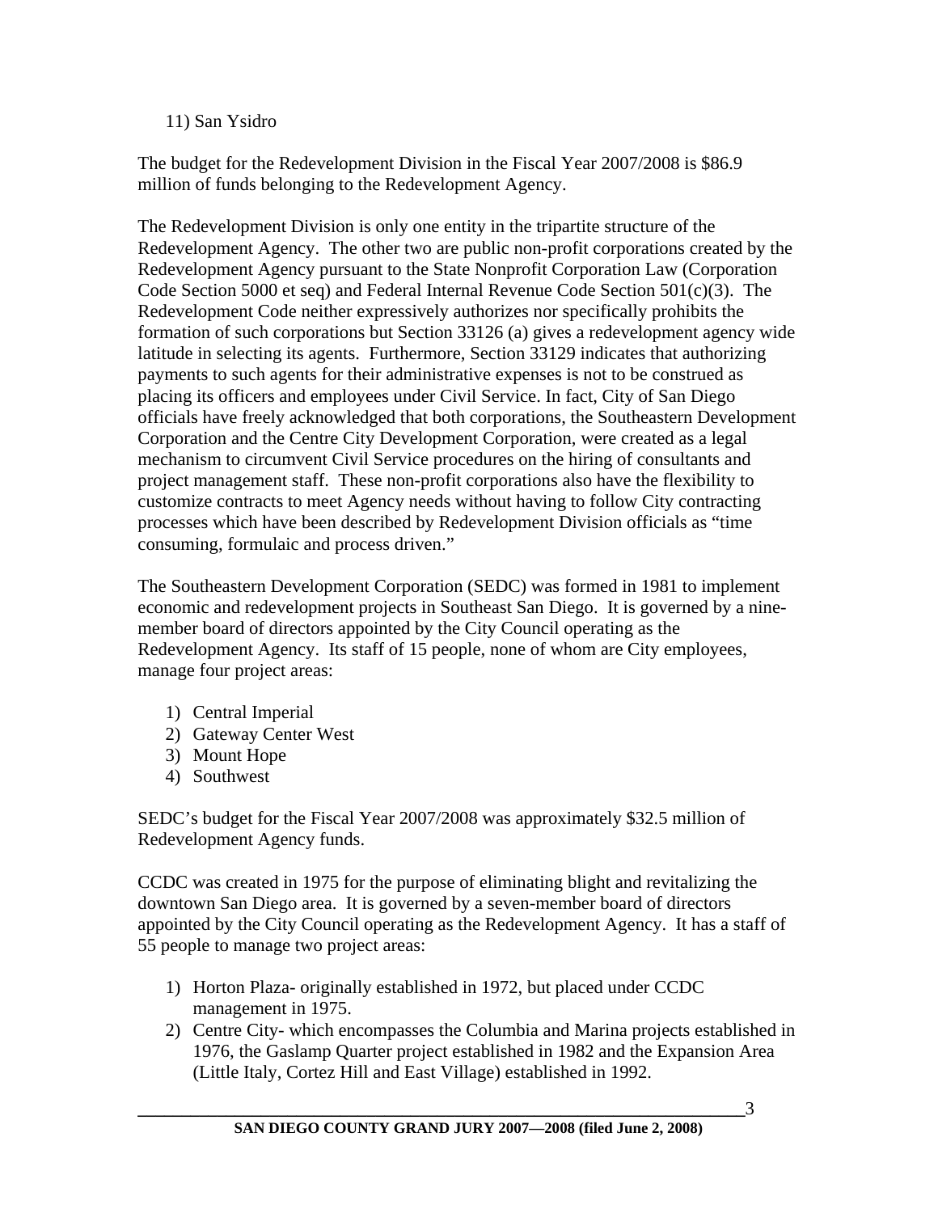11) San Ysidro

The budget for the Redevelopment Division in the Fiscal Year 2007/2008 is $86.9 million of funds belonging to the Redevelopment Agency.

The Redevelopment Division is only one entity in the tripartite structure of the Redevelopment Agency. The other two are public non-profit corporations created by the Redevelopment Agency pursuant to the State Nonprofit Corporation Law (Corporation Code Section 5000 et seq) and Federal Internal Revenue Code Section 501(c)(3). The Redevelopment Code neither expressively authorizes nor specifically prohibits the formation of such corporations but Section 33126 (a) gives a redevelopment agency wide latitude in selecting its agents. Furthermore, Section 33129 indicates that authorizing payments to such agents for their administrative expenses is not to be construed as placing its officers and employees under Civil Service. In fact, City of San Diego officials have freely acknowledged that both corporations, the Southeastern Development Corporation and the Centre City Development Corporation, were created as a legal mechanism to circumvent Civil Service procedures on the hiring of consultants and project management staff. These non-profit corporations also have the flexibility to customize contracts to meet Agency needs without having to follow City contracting processes which have been described by Redevelopment Division officials as "time consuming, formulaic and process driven."

The Southeastern Development Corporation (SEDC) was formed in 1981 to implement economic and redevelopment projects in Southeast San Diego. It is governed by a nine-member board of directors appointed by the City Council operating as the Redevelopment Agency. Its staff of 15 people, none of whom are City employees, manage four project areas:

1) Central Imperial
2) Gateway Center West
3) Mount Hope
4) Southwest

SEDC's budget for the Fiscal Year 2007/2008 was approximately $32.5 million of Redevelopment Agency funds.

CCDC was created in 1975 for the purpose of eliminating blight and revitalizing the downtown San Diego area. It is governed by a seven-member board of directors appointed by the City Council operating as the Redevelopment Agency. It has a staff of 55 people to manage two project areas:

1) Horton Plaza- originally established in 1972, but placed under CCDC management in 1975.
2) Centre City- which encompasses the Columbia and Marina projects established in 1976, the Gaslamp Quarter project established in 1982 and the Expansion Area (Little Italy, Cortez Hill and East Village) established in 1992.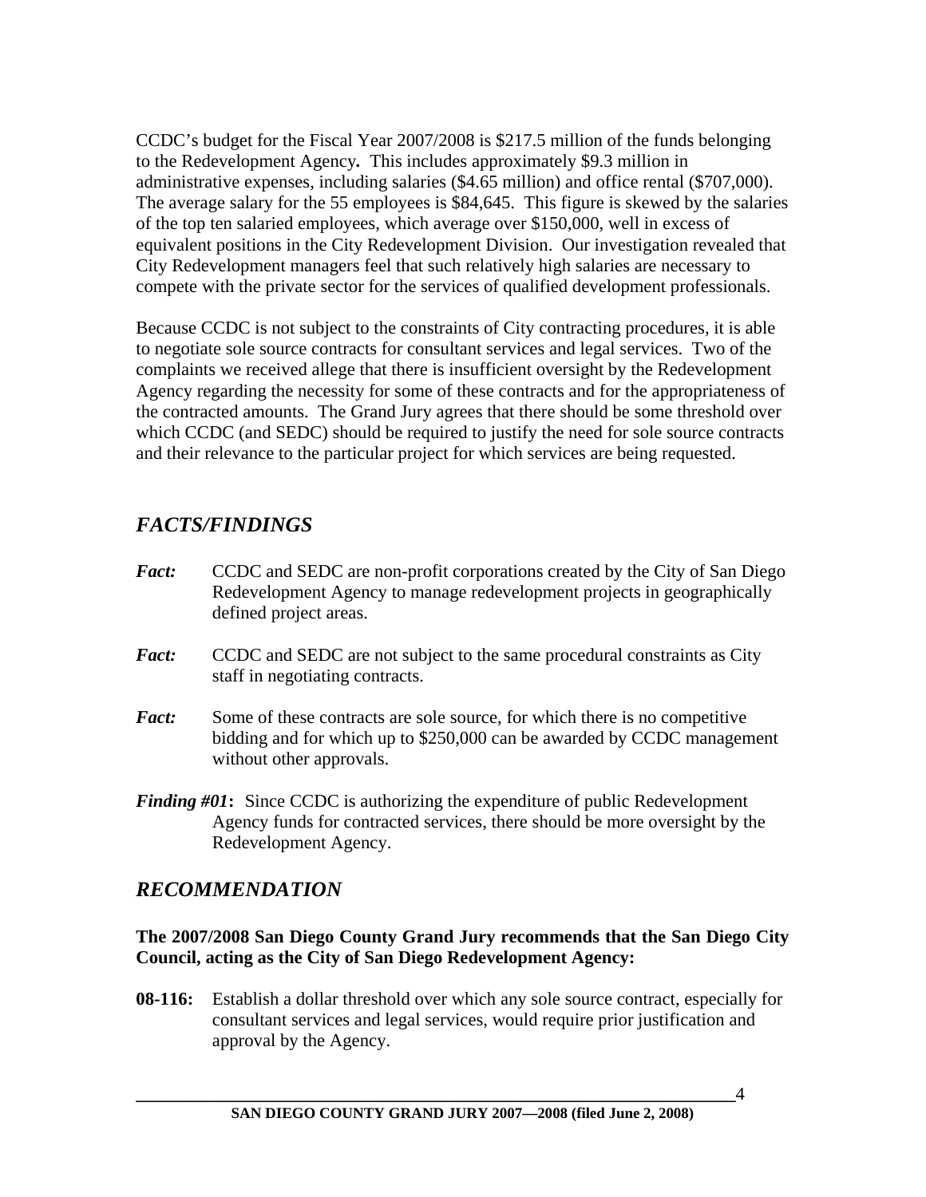CCDC's budget for the Fiscal Year 2007/2008 is $217.5 million of the funds belonging to the Redevelopment Agency**.** This includes approximately $9.3 million in administrative expenses, including salaries ($4.65 million) and office rental ($707,000). The average salary for the 55 employees is $84,645. This figure is skewed by the salaries of the top ten salaried employees, which average over $150,000, well in excess of equivalent positions in the City Redevelopment Division. Our investigation revealed that City Redevelopment managers feel that such relatively high salaries are necessary to compete with the private sector for the services of qualified development professionals.

Because CCDC is not subject to the constraints of City contracting procedures, it is able to negotiate sole source contracts for consultant services and legal services. Two of the complaints we received allege that there is insufficient oversight by the Redevelopment Agency regarding the necessity for some of these contracts and for the appropriateness of the contracted amounts. The Grand Jury agrees that there should be some threshold over which CCDC (and SEDC) should be required to justify the need for sole source contracts and their relevance to the particular project for which services are being requested.

## *FACTS/FINDINGS*

***Fact:*** CCDC and SEDC are non-profit corporations created by the City of San Diego Redevelopment Agency to manage redevelopment projects in geographically defined project areas.

***Fact:*** CCDC and SEDC are not subject to the same procedural constraints as City staff in negotiating contracts.

***Fact:*** Some of these contracts are sole source, for which there is no competitive bidding and for which up to $250,000 can be awarded by CCDC management without other approvals.

***Finding #01*:** Since CCDC is authorizing the expenditure of public Redevelopment Agency funds for contracted services, there should be more oversight by the Redevelopment Agency.

## *RECOMMENDATION*

**The 2007/2008 San Diego County Grand Jury recommends that the San Diego City Council, acting as the City of San Diego Redevelopment Agency:**

**08-116:** Establish a dollar threshold over which any sole source contract, especially for consultant services and legal services, would require prior justification and approval by the Agency.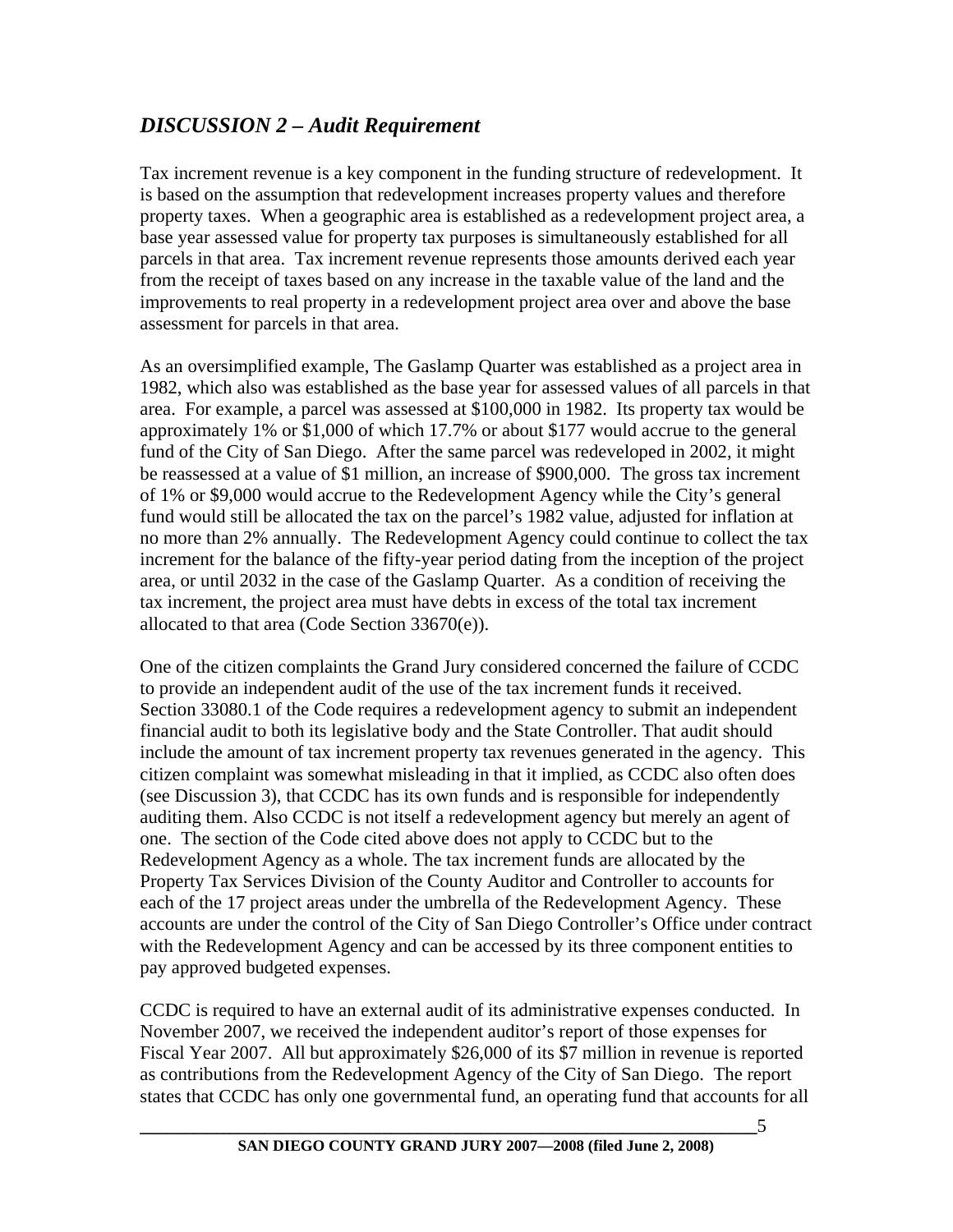## *DISCUSSION 2 – Audit Requirement*

Tax increment revenue is a key component in the funding structure of redevelopment. It is based on the assumption that redevelopment increases property values and therefore property taxes. When a geographic area is established as a redevelopment project area, a base year assessed value for property tax purposes is simultaneously established for all parcels in that area. Tax increment revenue represents those amounts derived each year from the receipt of taxes based on any increase in the taxable value of the land and the improvements to real property in a redevelopment project area over and above the base assessment for parcels in that area.

As an oversimplified example, The Gaslamp Quarter was established as a project area in 1982, which also was established as the base year for assessed values of all parcels in that area. For example, a parcel was assessed at $100,000 in 1982. Its property tax would be approximately 1% or $1,000 of which 17.7% or about $177 would accrue to the general fund of the City of San Diego. After the same parcel was redeveloped in 2002, it might be reassessed at a value of $1 million, an increase of $900,000. The gross tax increment of 1% or $9,000 would accrue to the Redevelopment Agency while the City's general fund would still be allocated the tax on the parcel's 1982 value, adjusted for inflation at no more than 2% annually. The Redevelopment Agency could continue to collect the tax increment for the balance of the fifty-year period dating from the inception of the project area, or until 2032 in the case of the Gaslamp Quarter. As a condition of receiving the tax increment, the project area must have debts in excess of the total tax increment allocated to that area (Code Section 33670(e)).

One of the citizen complaints the Grand Jury considered concerned the failure of CCDC to provide an independent audit of the use of the tax increment funds it received. Section 33080.1 of the Code requires a redevelopment agency to submit an independent financial audit to both its legislative body and the State Controller. That audit should include the amount of tax increment property tax revenues generated in the agency. This citizen complaint was somewhat misleading in that it implied, as CCDC also often does (see Discussion 3), that CCDC has its own funds and is responsible for independently auditing them. Also CCDC is not itself a redevelopment agency but merely an agent of one. The section of the Code cited above does not apply to CCDC but to the Redevelopment Agency as a whole. The tax increment funds are allocated by the Property Tax Services Division of the County Auditor and Controller to accounts for each of the 17 project areas under the umbrella of the Redevelopment Agency. These accounts are under the control of the City of San Diego Controller's Office under contract with the Redevelopment Agency and can be accessed by its three component entities to pay approved budgeted expenses.

CCDC is required to have an external audit of its administrative expenses conducted. In November 2007, we received the independent auditor's report of those expenses for Fiscal Year 2007. All but approximately $26,000 of its $7 million in revenue is reported as contributions from the Redevelopment Agency of the City of San Diego. The report states that CCDC has only one governmental fund, an operating fund that accounts for all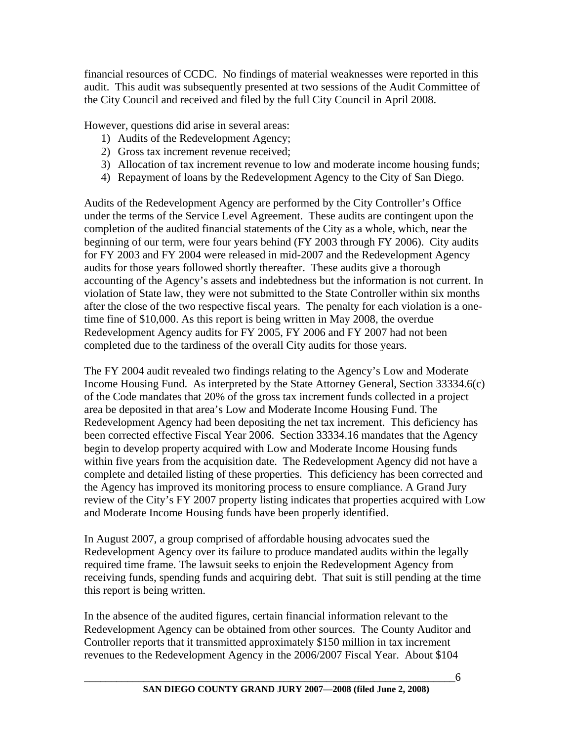financial resources of CCDC. No findings of material weaknesses were reported in this audit. This audit was subsequently presented at two sessions of the Audit Committee of the City Council and received and filed by the full City Council in April 2008.

However, questions did arise in several areas:

1) Audits of the Redevelopment Agency;
2) Gross tax increment revenue received;
3) Allocation of tax increment revenue to low and moderate income housing funds;
4) Repayment of loans by the Redevelopment Agency to the City of San Diego.

Audits of the Redevelopment Agency are performed by the City Controller's Office under the terms of the Service Level Agreement. These audits are contingent upon the completion of the audited financial statements of the City as a whole, which, near the beginning of our term, were four years behind (FY 2003 through FY 2006). City audits for FY 2003 and FY 2004 were released in mid-2007 and the Redevelopment Agency audits for those years followed shortly thereafter. These audits give a thorough accounting of the Agency's assets and indebtedness but the information is not current. In violation of State law, they were not submitted to the State Controller within six months after the close of the two respective fiscal years. The penalty for each violation is a one-time fine of $10,000. As this report is being written in May 2008, the overdue Redevelopment Agency audits for FY 2005, FY 2006 and FY 2007 had not been completed due to the tardiness of the overall City audits for those years.

The FY 2004 audit revealed two findings relating to the Agency's Low and Moderate Income Housing Fund. As interpreted by the State Attorney General, Section 33334.6(c) of the Code mandates that 20% of the gross tax increment funds collected in a project area be deposited in that area's Low and Moderate Income Housing Fund. The Redevelopment Agency had been depositing the net tax increment. This deficiency has been corrected effective Fiscal Year 2006. Section 33334.16 mandates that the Agency begin to develop property acquired with Low and Moderate Income Housing funds within five years from the acquisition date. The Redevelopment Agency did not have a complete and detailed listing of these properties. This deficiency has been corrected and the Agency has improved its monitoring process to ensure compliance. A Grand Jury review of the City's FY 2007 property listing indicates that properties acquired with Low and Moderate Income Housing funds have been properly identified.

In August 2007, a group comprised of affordable housing advocates sued the Redevelopment Agency over its failure to produce mandated audits within the legally required time frame. The lawsuit seeks to enjoin the Redevelopment Agency from receiving funds, spending funds and acquiring debt. That suit is still pending at the time this report is being written.

In the absence of the audited figures, certain financial information relevant to the Redevelopment Agency can be obtained from other sources. The County Auditor and Controller reports that it transmitted approximately $150 million in tax increment revenues to the Redevelopment Agency in the 2006/2007 Fiscal Year. About $104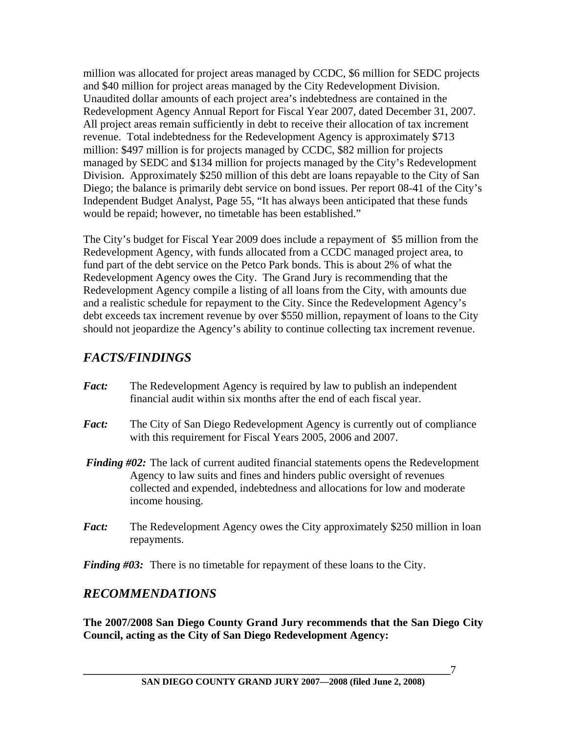million was allocated for project areas managed by CCDC, $6 million for SEDC projects and $40 million for project areas managed by the City Redevelopment Division. Unaudited dollar amounts of each project area's indebtedness are contained in the Redevelopment Agency Annual Report for Fiscal Year 2007, dated December 31, 2007. All project areas remain sufficiently in debt to receive their allocation of tax increment revenue. Total indebtedness for the Redevelopment Agency is approximately $713 million: $497 million is for projects managed by CCDC, $82 million for projects managed by SEDC and $134 million for projects managed by the City's Redevelopment Division. Approximately $250 million of this debt are loans repayable to the City of San Diego; the balance is primarily debt service on bond issues. Per report 08-41 of the City's Independent Budget Analyst, Page 55, "It has always been anticipated that these funds would be repaid; however, no timetable has been established."

The City's budget for Fiscal Year 2009 does include a repayment of $5 million from the Redevelopment Agency, with funds allocated from a CCDC managed project area, to fund part of the debt service on the Petco Park bonds. This is about 2% of what the Redevelopment Agency owes the City. The Grand Jury is recommending that the Redevelopment Agency compile a listing of all loans from the City, with amounts due and a realistic schedule for repayment to the City. Since the Redevelopment Agency's debt exceeds tax increment revenue by over $550 million, repayment of loans to the City should not jeopardize the Agency's ability to continue collecting tax increment revenue.

## *FACTS/FINDINGS*

***Fact:*** The Redevelopment Agency is required by law to publish an independent financial audit within six months after the end of each fiscal year.

***Fact:*** The City of San Diego Redevelopment Agency is currently out of compliance with this requirement for Fiscal Years 2005, 2006 and 2007.

***Finding #02:*** The lack of current audited financial statements opens the Redevelopment Agency to law suits and fines and hinders public oversight of revenues collected and expended, indebtedness and allocations for low and moderate income housing.

***Fact:*** The Redevelopment Agency owes the City approximately $250 million in loan repayments.

***Finding #03:*** There is no timetable for repayment of these loans to the City.

## *RECOMMENDATIONS*

**The 2007/2008 San Diego County Grand Jury recommends that the San Diego City Council, acting as the City of San Diego Redevelopment Agency:**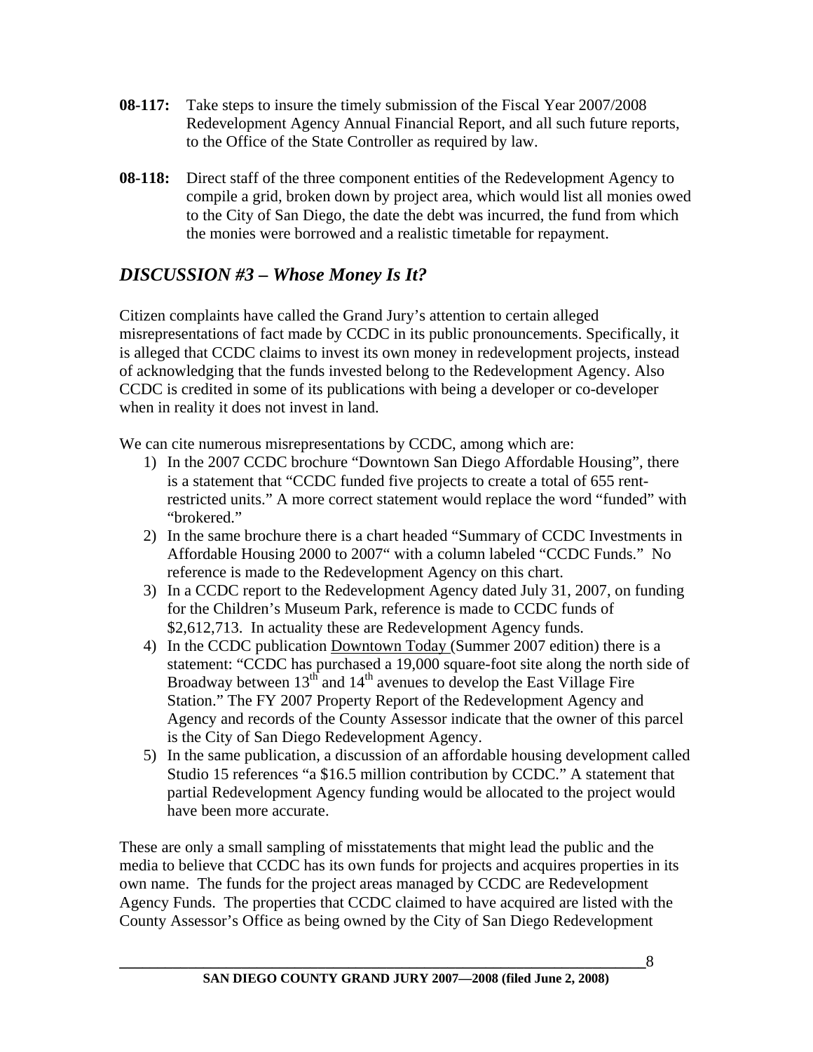**08-117:** Take steps to insure the timely submission of the Fiscal Year 2007/2008 Redevelopment Agency Annual Financial Report, and all such future reports, to the Office of the State Controller as required by law.

**08-118:** Direct staff of the three component entities of the Redevelopment Agency to compile a grid, broken down by project area, which would list all monies owed to the City of San Diego, the date the debt was incurred, the fund from which the monies were borrowed and a realistic timetable for repayment.

## *DISCUSSION #3 – Whose Money Is It?*

Citizen complaints have called the Grand Jury's attention to certain alleged misrepresentations of fact made by CCDC in its public pronouncements. Specifically, it is alleged that CCDC claims to invest its own money in redevelopment projects, instead of acknowledging that the funds invested belong to the Redevelopment Agency. Also CCDC is credited in some of its publications with being a developer or co-developer when in reality it does not invest in land.

We can cite numerous misrepresentations by CCDC, among which are:

1) In the 2007 CCDC brochure "Downtown San Diego Affordable Housing", there is a statement that "CCDC funded five projects to create a total of 655 rent-restricted units." A more correct statement would replace the word "funded" with "brokered."
2) In the same brochure there is a chart headed "Summary of CCDC Investments in Affordable Housing 2000 to 2007" with a column labeled "CCDC Funds." No reference is made to the Redevelopment Agency on this chart.
3) In a CCDC report to the Redevelopment Agency dated July 31, 2007, on funding for the Children's Museum Park, reference is made to CCDC funds of \$2,612,713. In actuality these are Redevelopment Agency funds.
4) In the CCDC publication <u>Downtown Today</u> (Summer 2007 edition) there is a statement: "CCDC has purchased a 19,000 square-foot site along the north side of Broadway between 13th and 14th avenues to develop the East Village Fire Station." The FY 2007 Property Report of the Redevelopment Agency and Agency and records of the County Assessor indicate that the owner of this parcel is the City of San Diego Redevelopment Agency.
5) In the same publication, a discussion of an affordable housing development called Studio 15 references "a \$16.5 million contribution by CCDC." A statement that partial Redevelopment Agency funding would be allocated to the project would have been more accurate.

These are only a small sampling of misstatements that might lead the public and the media to believe that CCDC has its own funds for projects and acquires properties in its own name. The funds for the project areas managed by CCDC are Redevelopment Agency Funds. The properties that CCDC claimed to have acquired are listed with the County Assessor's Office as being owned by the City of San Diego Redevelopment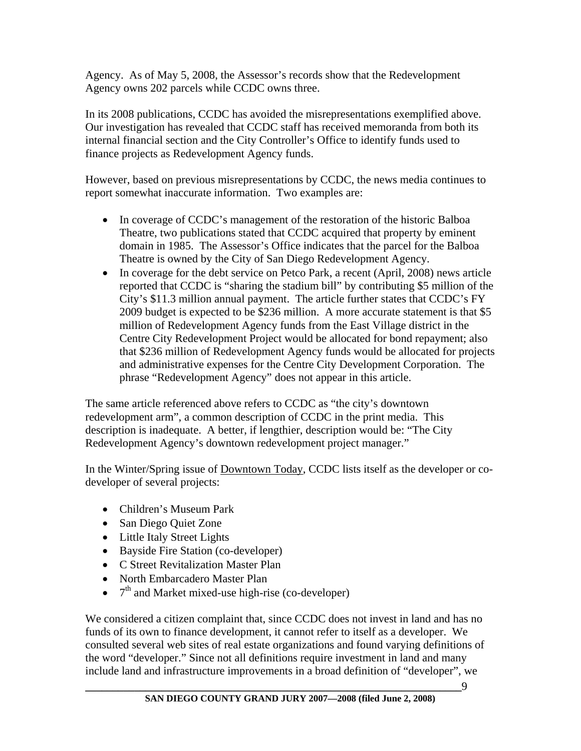Agency. As of May 5, 2008, the Assessor's records show that the Redevelopment Agency owns 202 parcels while CCDC owns three.

In its 2008 publications, CCDC has avoided the misrepresentations exemplified above. Our investigation has revealed that CCDC staff has received memoranda from both its internal financial section and the City Controller's Office to identify funds used to finance projects as Redevelopment Agency funds.

However, based on previous misrepresentations by CCDC, the news media continues to report somewhat inaccurate information. Two examples are:

- In coverage of CCDC's management of the restoration of the historic Balboa Theatre, two publications stated that CCDC acquired that property by eminent domain in 1985. The Assessor's Office indicates that the parcel for the Balboa Theatre is owned by the City of San Diego Redevelopment Agency.
- In coverage for the debt service on Petco Park, a recent (April, 2008) news article reported that CCDC is "sharing the stadium bill" by contributing $5 million of the City's $11.3 million annual payment. The article further states that CCDC's FY 2009 budget is expected to be $236 million. A more accurate statement is that $5 million of Redevelopment Agency funds from the East Village district in the Centre City Redevelopment Project would be allocated for bond repayment; also that $236 million of Redevelopment Agency funds would be allocated for projects and administrative expenses for the Centre City Development Corporation. The phrase "Redevelopment Agency" does not appear in this article.

The same article referenced above refers to CCDC as "the city's downtown redevelopment arm", a common description of CCDC in the print media. This description is inadequate. A better, if lengthier, description would be: "The City Redevelopment Agency's downtown redevelopment project manager."

In the Winter/Spring issue of Downtown Today, CCDC lists itself as the developer or co-developer of several projects:

- Children's Museum Park
- San Diego Quiet Zone
- Little Italy Street Lights
- Bayside Fire Station (co-developer)
- C Street Revitalization Master Plan
- North Embarcadero Master Plan
- 7th and Market mixed-use high-rise (co-developer)

We considered a citizen complaint that, since CCDC does not invest in land and has no funds of its own to finance development, it cannot refer to itself as a developer. We consulted several web sites of real estate organizations and found varying definitions of the word "developer." Since not all definitions require investment in land and many include land and infrastructure improvements in a broad definition of "developer", we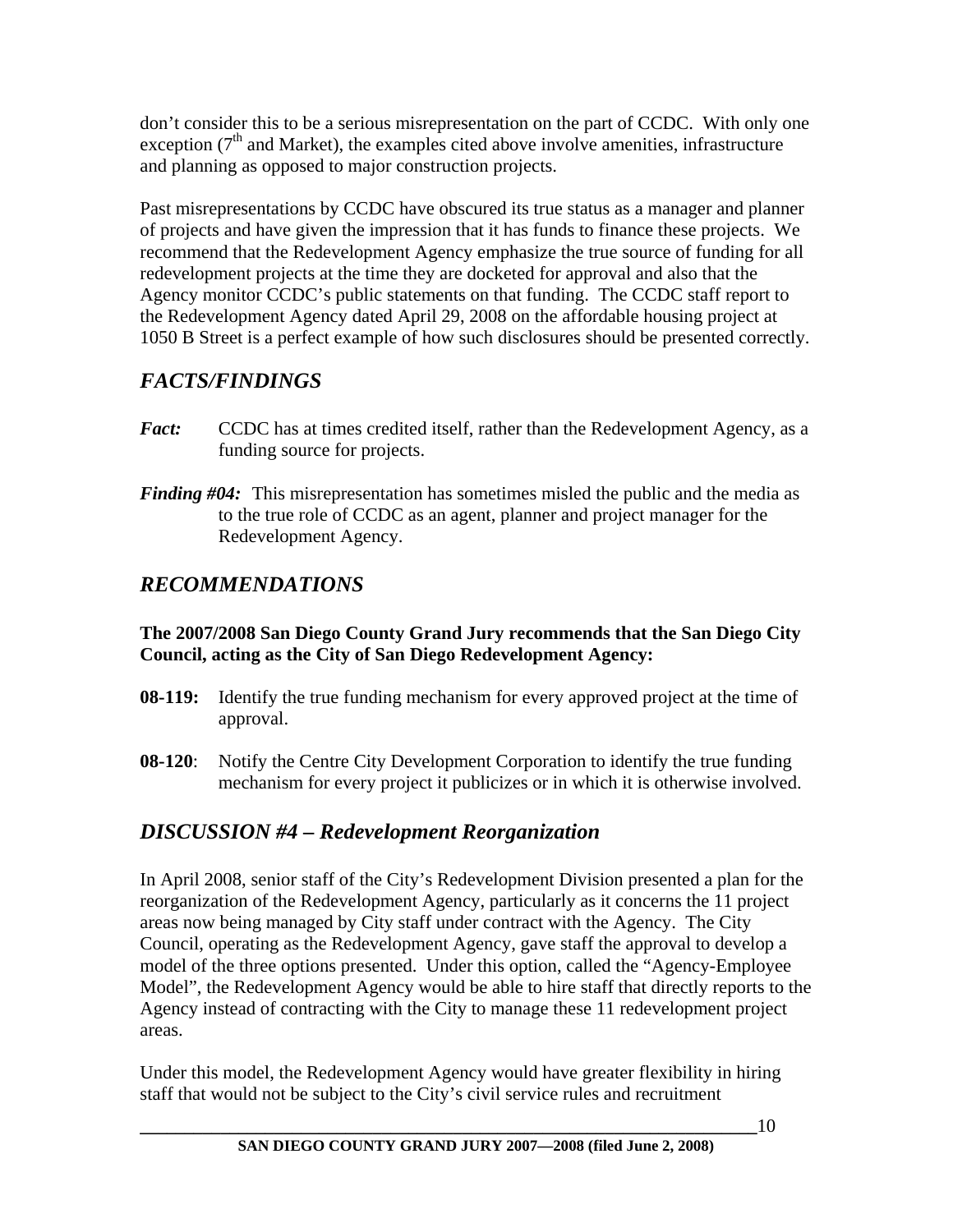don't consider this to be a serious misrepresentation on the part of CCDC. With only one exception (7th and Market), the examples cited above involve amenities, infrastructure and planning as opposed to major construction projects.

Past misrepresentations by CCDC have obscured its true status as a manager and planner of projects and have given the impression that it has funds to finance these projects. We recommend that the Redevelopment Agency emphasize the true source of funding for all redevelopment projects at the time they are docketed for approval and also that the Agency monitor CCDC's public statements on that funding. The CCDC staff report to the Redevelopment Agency dated April 29, 2008 on the affordable housing project at 1050 B Street is a perfect example of how such disclosures should be presented correctly.

## *FACTS/FINDINGS*

***Fact:*** CCDC has at times credited itself, rather than the Redevelopment Agency, as a funding source for projects.

***Finding #04:*** This misrepresentation has sometimes misled the public and the media as to the true role of CCDC as an agent, planner and project manager for the Redevelopment Agency.

## *RECOMMENDATIONS*

**The 2007/2008 San Diego County Grand Jury recommends that the San Diego City Council, acting as the City of San Diego Redevelopment Agency:**

**08-119:** Identify the true funding mechanism for every approved project at the time of approval.

**08-120**: Notify the Centre City Development Corporation to identify the true funding mechanism for every project it publicizes or in which it is otherwise involved.

## *DISCUSSION #4 – Redevelopment Reorganization*

In April 2008, senior staff of the City's Redevelopment Division presented a plan for the reorganization of the Redevelopment Agency, particularly as it concerns the 11 project areas now being managed by City staff under contract with the Agency. The City Council, operating as the Redevelopment Agency, gave staff the approval to develop a model of the three options presented. Under this option, called the "Agency-Employee Model", the Redevelopment Agency would be able to hire staff that directly reports to the Agency instead of contracting with the City to manage these 11 redevelopment project areas.

Under this model, the Redevelopment Agency would have greater flexibility in hiring staff that would not be subject to the City's civil service rules and recruitment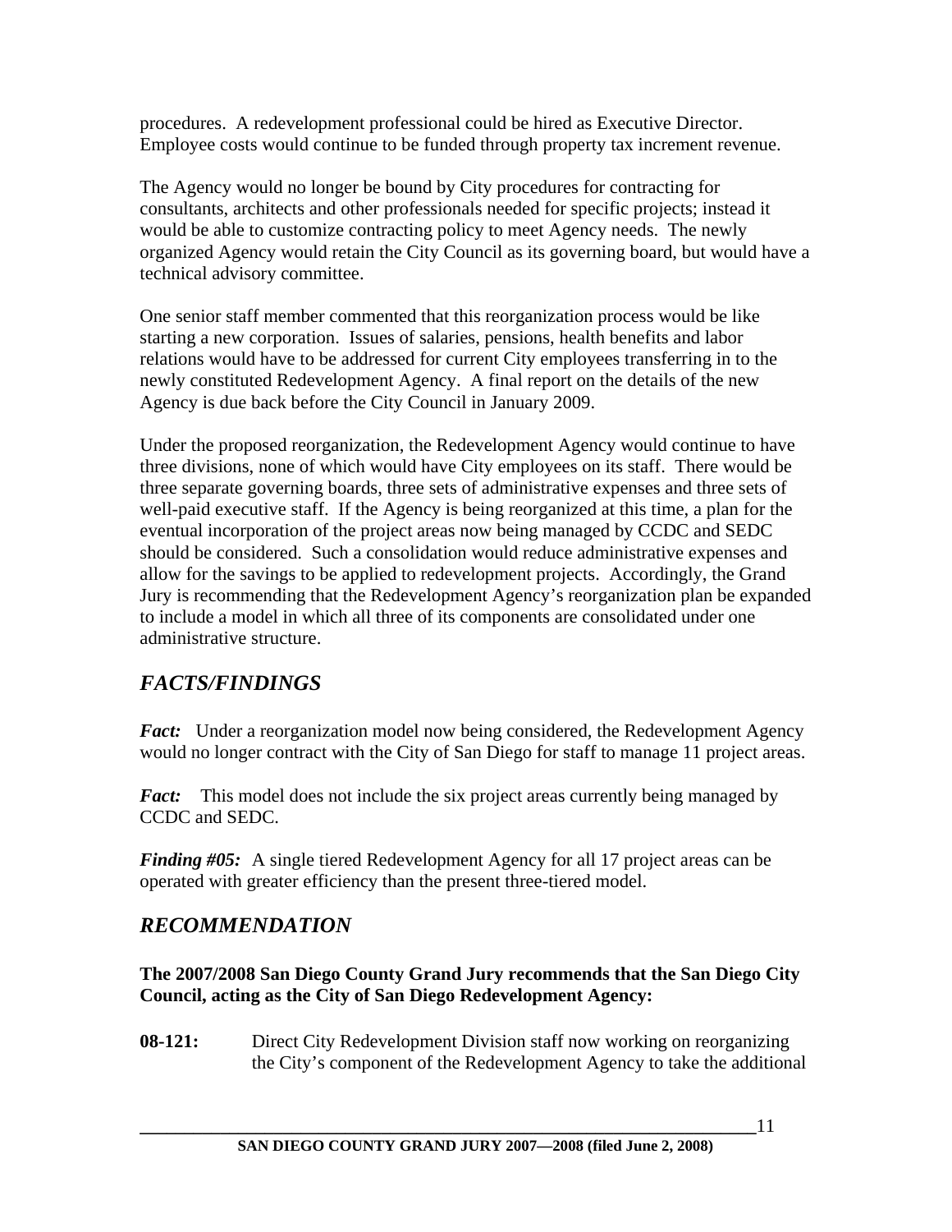procedures. A redevelopment professional could be hired as Executive Director. Employee costs would continue to be funded through property tax increment revenue.

The Agency would no longer be bound by City procedures for contracting for consultants, architects and other professionals needed for specific projects; instead it would be able to customize contracting policy to meet Agency needs. The newly organized Agency would retain the City Council as its governing board, but would have a technical advisory committee.

One senior staff member commented that this reorganization process would be like starting a new corporation. Issues of salaries, pensions, health benefits and labor relations would have to be addressed for current City employees transferring in to the newly constituted Redevelopment Agency. A final report on the details of the new Agency is due back before the City Council in January 2009.

Under the proposed reorganization, the Redevelopment Agency would continue to have three divisions, none of which would have City employees on its staff. There would be three separate governing boards, three sets of administrative expenses and three sets of well-paid executive staff. If the Agency is being reorganized at this time, a plan for the eventual incorporation of the project areas now being managed by CCDC and SEDC should be considered. Such a consolidation would reduce administrative expenses and allow for the savings to be applied to redevelopment projects. Accordingly, the Grand Jury is recommending that the Redevelopment Agency's reorganization plan be expanded to include a model in which all three of its components are consolidated under one administrative structure.

## *FACTS/FINDINGS*

***Fact:*** Under a reorganization model now being considered, the Redevelopment Agency would no longer contract with the City of San Diego for staff to manage 11 project areas.

***Fact:*** This model does not include the six project areas currently being managed by CCDC and SEDC.

***Finding #05:*** A single tiered Redevelopment Agency for all 17 project areas can be operated with greater efficiency than the present three-tiered model.

## *RECOMMENDATION*

**The 2007/2008 San Diego County Grand Jury recommends that the San Diego City Council, acting as the City of San Diego Redevelopment Agency:**

**08-121:** Direct City Redevelopment Division staff now working on reorganizing the City's component of the Redevelopment Agency to take the additional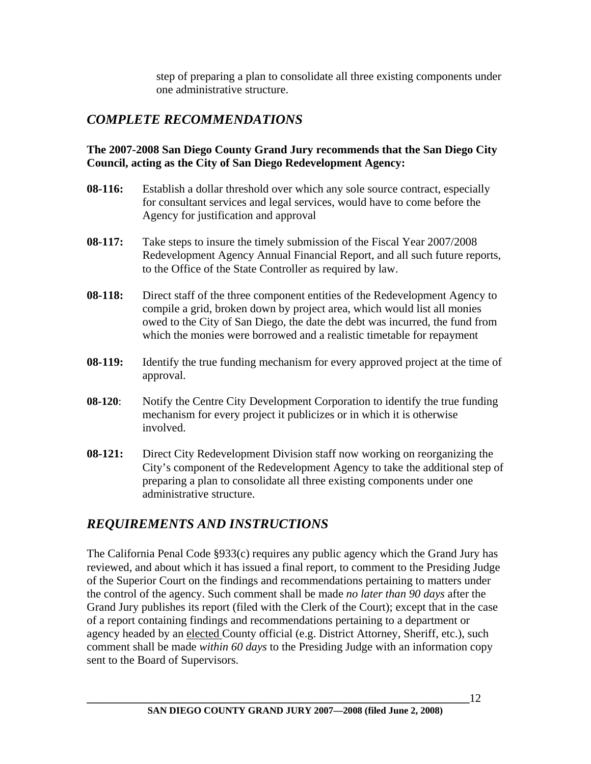step of preparing a plan to consolidate all three existing components under one administrative structure.

## *COMPLETE RECOMMENDATIONS*

**The 2007-2008 San Diego County Grand Jury recommends that the San Diego City Council, acting as the City of San Diego Redevelopment Agency:**

**08-116:** Establish a dollar threshold over which any sole source contract, especially for consultant services and legal services, would have to come before the Agency for justification and approval

**08-117:** Take steps to insure the timely submission of the Fiscal Year 2007/2008 Redevelopment Agency Annual Financial Report, and all such future reports, to the Office of the State Controller as required by law.

**08-118:** Direct staff of the three component entities of the Redevelopment Agency to compile a grid, broken down by project area, which would list all monies owed to the City of San Diego, the date the debt was incurred, the fund from which the monies were borrowed and a realistic timetable for repayment

**08-119:** Identify the true funding mechanism for every approved project at the time of approval.

**08-120**: Notify the Centre City Development Corporation to identify the true funding mechanism for every project it publicizes or in which it is otherwise involved.

**08-121:** Direct City Redevelopment Division staff now working on reorganizing the City's component of the Redevelopment Agency to take the additional step of preparing a plan to consolidate all three existing components under one administrative structure.

## *REQUIREMENTS AND INSTRUCTIONS*

The California Penal Code §933(c) requires any public agency which the Grand Jury has reviewed, and about which it has issued a final report, to comment to the Presiding Judge of the Superior Court on the findings and recommendations pertaining to matters under the control of the agency. Such comment shall be made *no later than 90 days* after the Grand Jury publishes its report (filed with the Clerk of the Court); except that in the case of a report containing findings and recommendations pertaining to a department or agency headed by an <u>elected</u> County official (e.g. District Attorney, Sheriff, etc.), such comment shall be made *within 60 days* to the Presiding Judge with an information copy sent to the Board of Supervisors.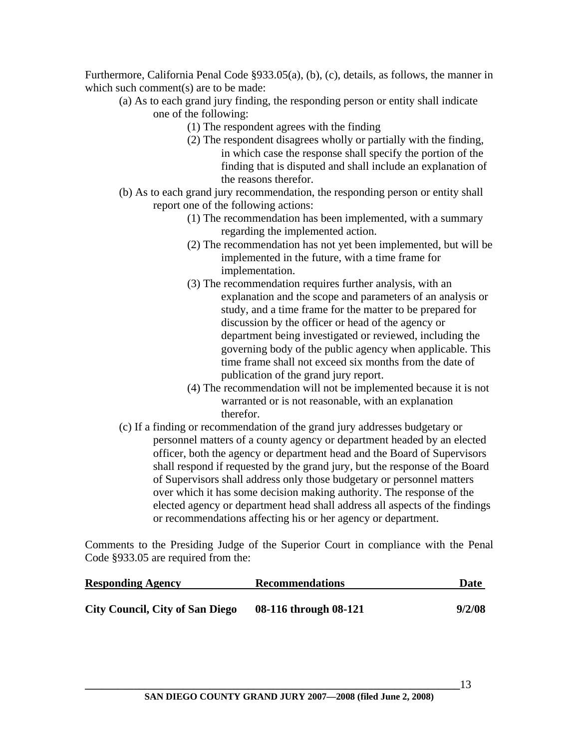Furthermore, California Penal Code §933.05(a), (b), (c), details, as follows, the manner in which such comment(s) are to be made:

(a) As to each grand jury finding, the responding person or entity shall indicate one of the following:

(1) The respondent agrees with the finding

(2) The respondent disagrees wholly or partially with the finding, in which case the response shall specify the portion of the finding that is disputed and shall include an explanation of the reasons therefor.

(b) As to each grand jury recommendation, the responding person or entity shall report one of the following actions:

(1) The recommendation has been implemented, with a summary regarding the implemented action.

(2) The recommendation has not yet been implemented, but will be implemented in the future, with a time frame for implementation.

(3) The recommendation requires further analysis, with an explanation and the scope and parameters of an analysis or study, and a time frame for the matter to be prepared for discussion by the officer or head of the agency or department being investigated or reviewed, including the governing body of the public agency when applicable. This time frame shall not exceed six months from the date of publication of the grand jury report.

(4) The recommendation will not be implemented because it is not warranted or is not reasonable, with an explanation therefor.

(c) If a finding or recommendation of the grand jury addresses budgetary or personnel matters of a county agency or department headed by an elected officer, both the agency or department head and the Board of Supervisors shall respond if requested by the grand jury, but the response of the Board of Supervisors shall address only those budgetary or personnel matters over which it has some decision making authority. The response of the elected agency or department head shall address all aspects of the findings or recommendations affecting his or her agency or department.

Comments to the Presiding Judge of the Superior Court in compliance with the Penal Code §933.05 are required from the:

| Responding Agency | Recommendations | Date |
|---|---|---|
| **City Council, City of San Diego** | **08-116 through 08-121** | **9/2/08** |